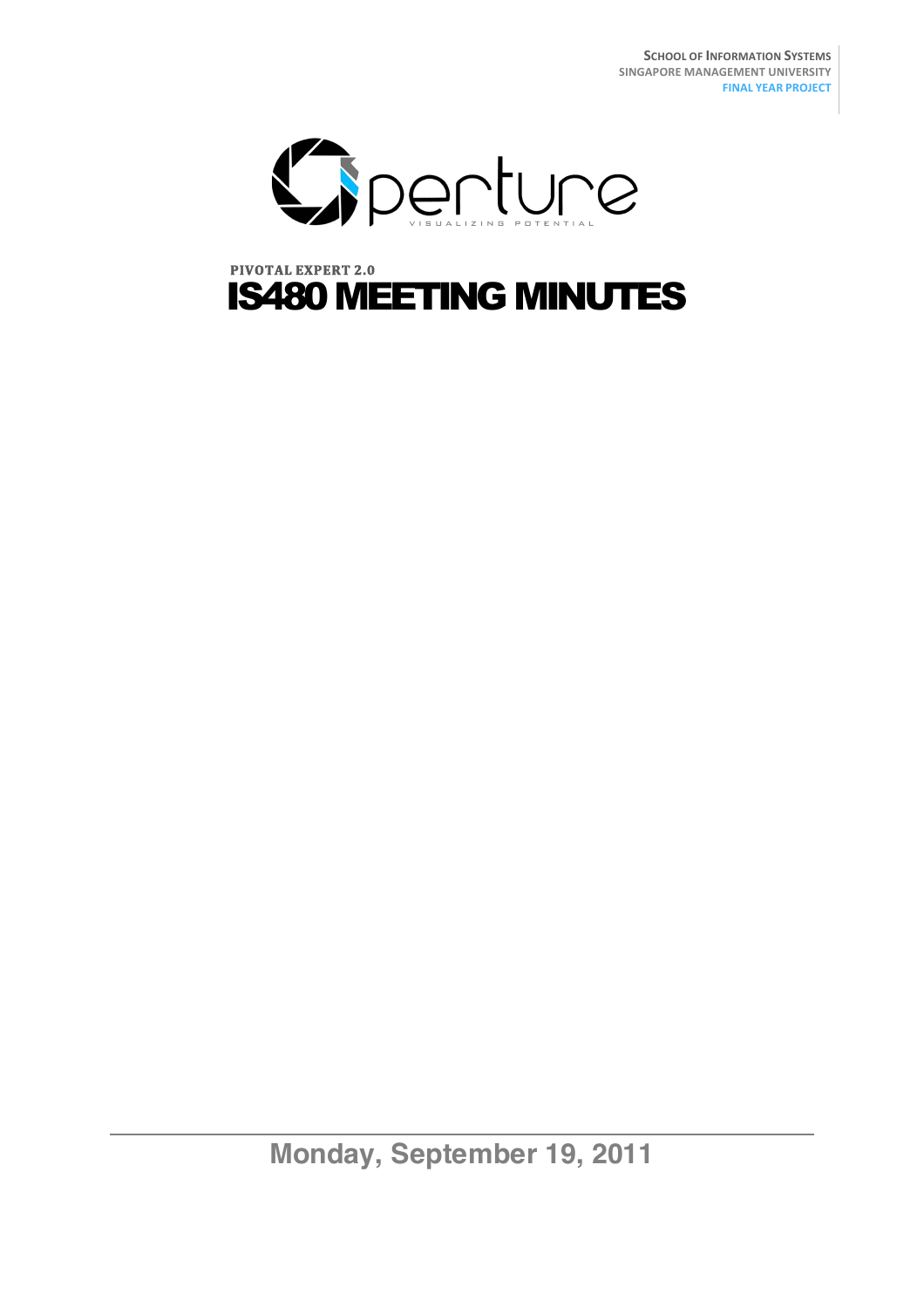**School of Information Systems**
**SINGAPORE MANAGEMENT UNIVERSITY**
**FINAL YEAR PROJECT**

perture

VISUALIZING POTENTIAL

**PIVOTAL EXPERT 2.0**

# IS480 MEETING MINUTES

**Monday, September 19, 2011**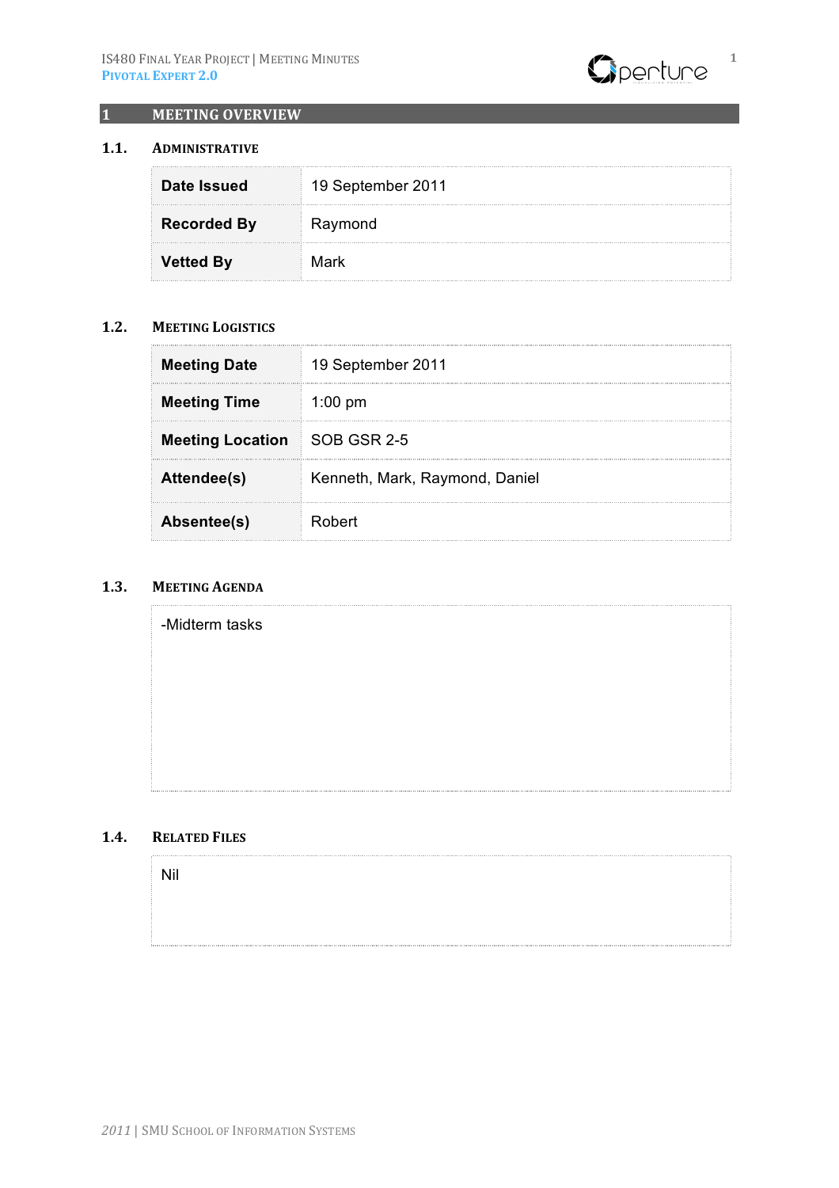# 1 MEETING OVERVIEW

## 1.1. ADMINISTRATIVE

| | |
|---|---|
| **Date Issued** | 19 September 2011 |
| **Recorded By** | Raymond |
| **Vetted By** | Mark |

## 1.2. MEETING LOGISTICS

| | |
|---|---|
| **Meeting Date** | 19 September 2011 |
| **Meeting Time** | 1:00 pm |
| **Meeting Location** | SOB GSR 2-5 |
| **Attendee(s)** | Kenneth, Mark, Raymond, Daniel |
| **Absentee(s)** | Robert |

## 1.3. MEETING AGENDA

-Midterm tasks

## 1.4. RELATED FILES

Nil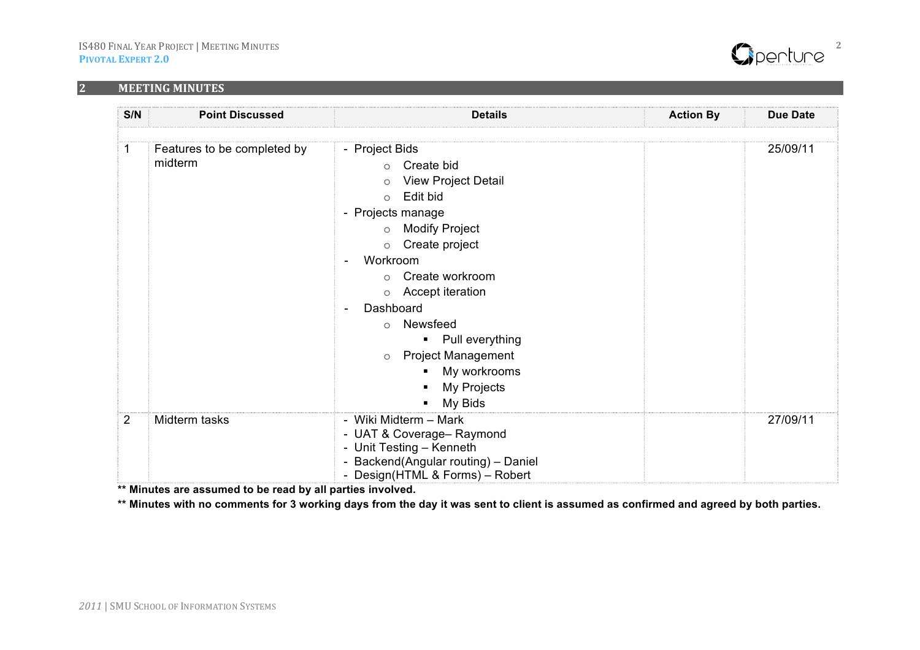## 2 MEETING MINUTES

| S/N | Point Discussed | Details | Action By | Due Date |
|---|---|---|---|---|
| 1 | Features to be completed by midterm | - Project Bids<br>  ○ Create bid<br>  ○ View Project Detail<br>  ○ Edit bid<br>- Projects manage<br>  ○ Modify Project<br>  ○ Create project<br>- Workroom<br>  ○ Create workroom<br>  ○ Accept iteration<br>- Dashboard<br>  ○ Newsfeed<br>    ▪ Pull everything<br>  ○ Project Management<br>    ▪ My workrooms<br>    ▪ My Projects<br>    ▪ My Bids | | 25/09/11 |
| 2 | Midterm tasks | - Wiki Midterm – Mark<br>- UAT & Coverage– Raymond<br>- Unit Testing – Kenneth<br>- Backend(Angular routing) – Daniel<br>- Design(HTML & Forms) – Robert | | 27/09/11 |

**** Minutes are assumed to be read by all parties involved.**

**** Minutes with no comments for 3 working days from the day it was sent to client is assumed as confirmed and agreed by both parties.**